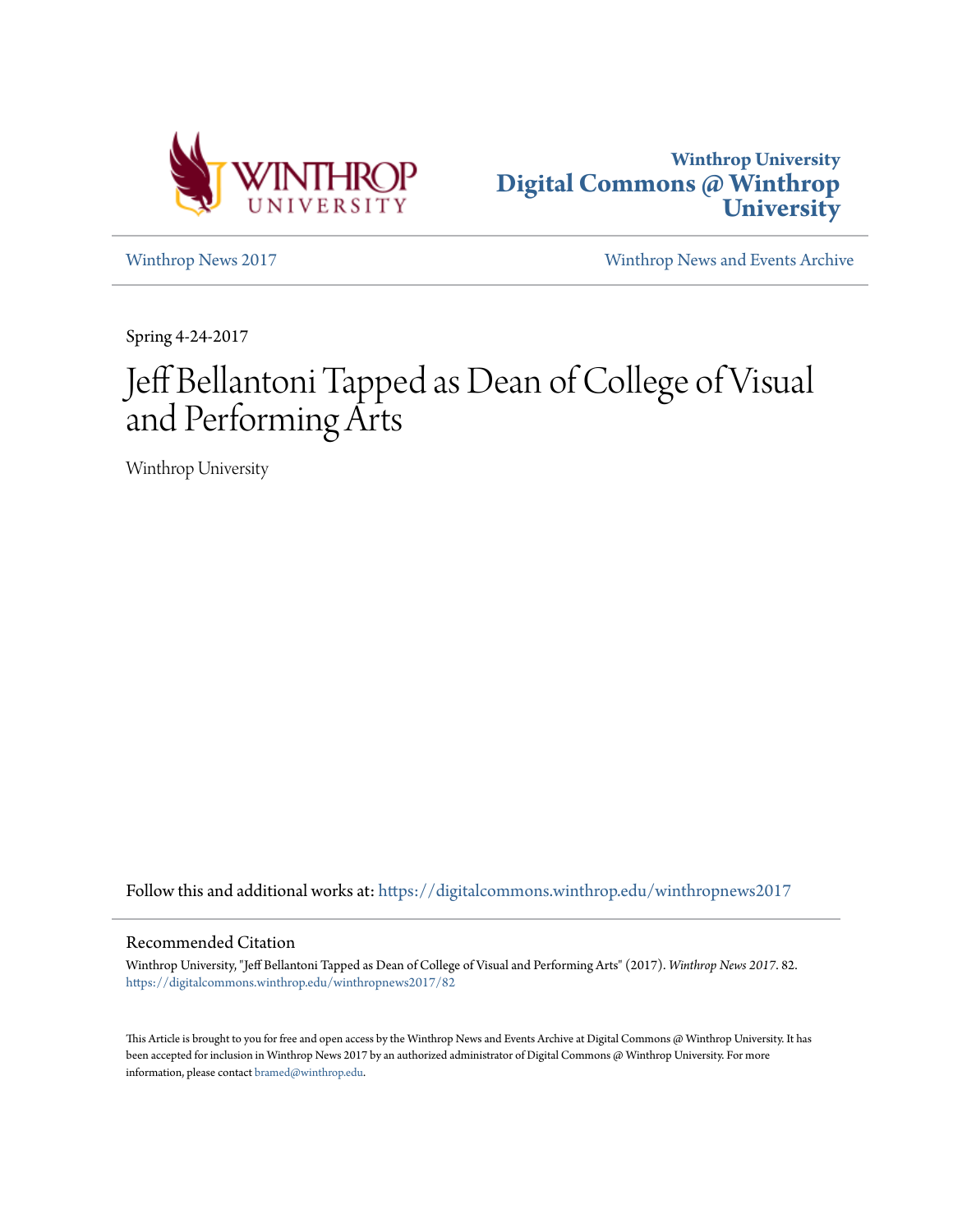Winthrop University
**Digital Commons @ Winthrop University**

Winthrop News 2017 | Winthrop News and Events Archive

Spring 4-24-2017

# Jeff Bellantoni Tapped as Dean of College of Visual and Performing Arts

Winthrop University

Follow this and additional works at: https://digitalcommons.winthrop.edu/winthropnews2017

## Recommended Citation

Winthrop University, "Jeff Bellantoni Tapped as Dean of College of Visual and Performing Arts" (2017). *Winthrop News 2017*. 82.
https://digitalcommons.winthrop.edu/winthropnews2017/82

This Article is brought to you for free and open access by the Winthrop News and Events Archive at Digital Commons @ Winthrop University. It has been accepted for inclusion in Winthrop News 2017 by an authorized administrator of Digital Commons @ Winthrop University. For more information, please contact bramed@winthrop.edu.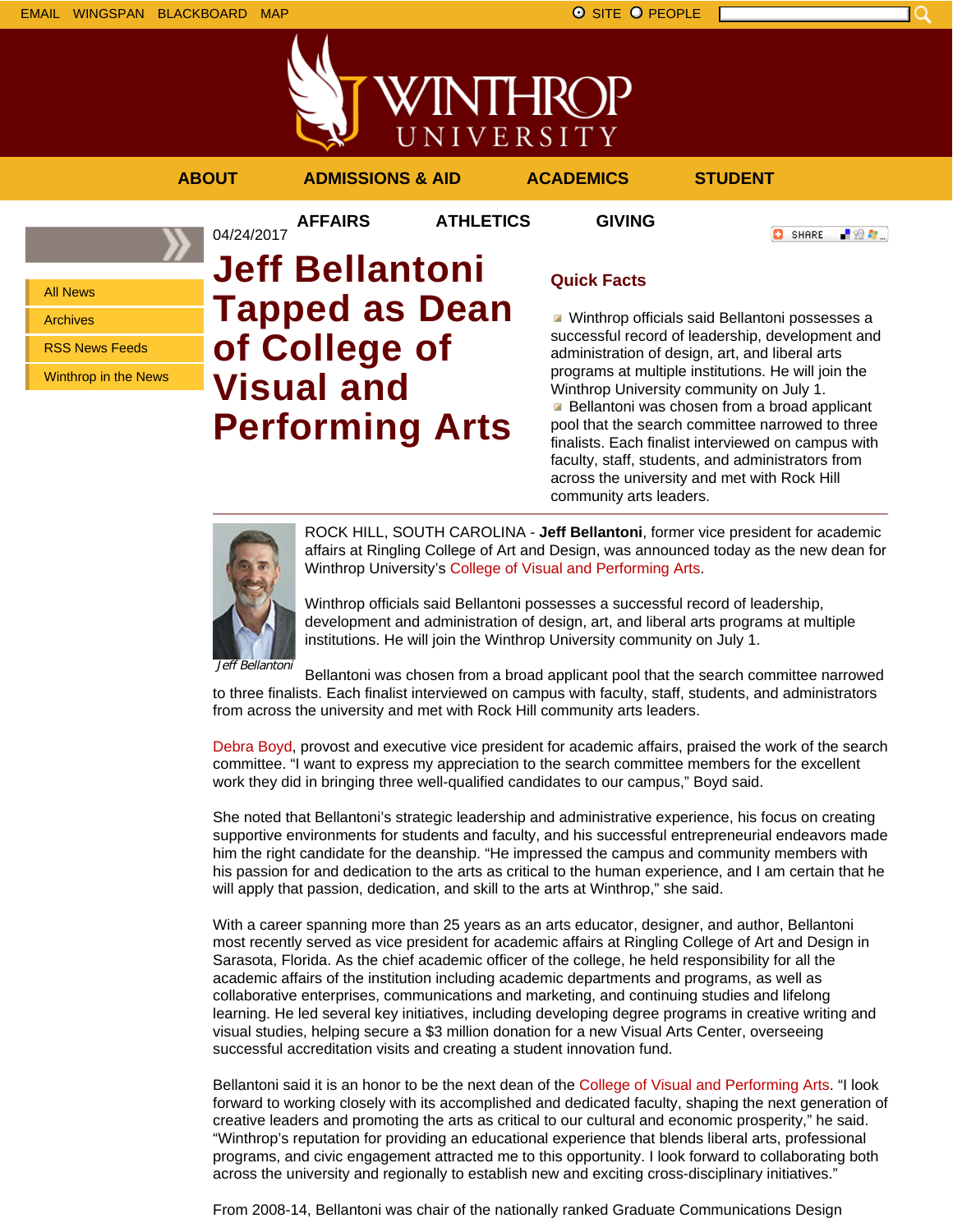EMAIL WINGSPAN BLACKBOARD MAP

SITE PEOPLE

ABOUT ADMISSIONS & AID ACADEMICS STUDENT AFFAIRS ATHLETICS GIVING

- All News
- Archives
- RSS News Feeds
- Winthrop in the News

04/24/2017

# Jeff Bellantoni Tapped as Dean of College of Visual and Performing Arts

## Quick Facts

- Winthrop officials said Bellantoni possesses a successful record of leadership, development and administration of design, art, and liberal arts programs at multiple institutions. He will join the Winthrop University community on July 1.
- Bellantoni was chosen from a broad applicant pool that the search committee narrowed to three finalists. Each finalist interviewed on campus with faculty, staff, students, and administrators from across the university and met with Rock Hill community arts leaders.

---

*Jeff Bellantoni*

ROCK HILL, SOUTH CAROLINA - **Jeff Bellantoni**, former vice president for academic affairs at Ringling College of Art and Design, was announced today as the new dean for Winthrop University's College of Visual and Performing Arts.

Winthrop officials said Bellantoni possesses a successful record of leadership, development and administration of design, art, and liberal arts programs at multiple institutions. He will join the Winthrop University community on July 1.

Bellantoni was chosen from a broad applicant pool that the search committee narrowed to three finalists. Each finalist interviewed on campus with faculty, staff, students, and administrators from across the university and met with Rock Hill community arts leaders.

Debra Boyd, provost and executive vice president for academic affairs, praised the work of the search committee. "I want to express my appreciation to the search committee members for the excellent work they did in bringing three well-qualified candidates to our campus," Boyd said.

She noted that Bellantoni's strategic leadership and administrative experience, his focus on creating supportive environments for students and faculty, and his successful entrepreneurial endeavors made him the right candidate for the deanship. "He impressed the campus and community members with his passion for and dedication to the arts as critical to the human experience, and I am certain that he will apply that passion, dedication, and skill to the arts at Winthrop," she said.

With a career spanning more than 25 years as an arts educator, designer, and author, Bellantoni most recently served as vice president for academic affairs at Ringling College of Art and Design in Sarasota, Florida. As the chief academic officer of the college, he held responsibility for all the academic affairs of the institution including academic departments and programs, as well as collaborative enterprises, communications and marketing, and continuing studies and lifelong learning. He led several key initiatives, including developing degree programs in creative writing and visual studies, helping secure a $3 million donation for a new Visual Arts Center, overseeing successful accreditation visits and creating a student innovation fund.

Bellantoni said it is an honor to be the next dean of the College of Visual and Performing Arts. "I look forward to working closely with its accomplished and dedicated faculty, shaping the next generation of creative leaders and promoting the arts as critical to our cultural and economic prosperity," he said. "Winthrop's reputation for providing an educational experience that blends liberal arts, professional programs, and civic engagement attracted me to this opportunity. I look forward to collaborating both across the university and regionally to establish new and exciting cross-disciplinary initiatives."

From 2008-14, Bellantoni was chair of the nationally ranked Graduate Communications Design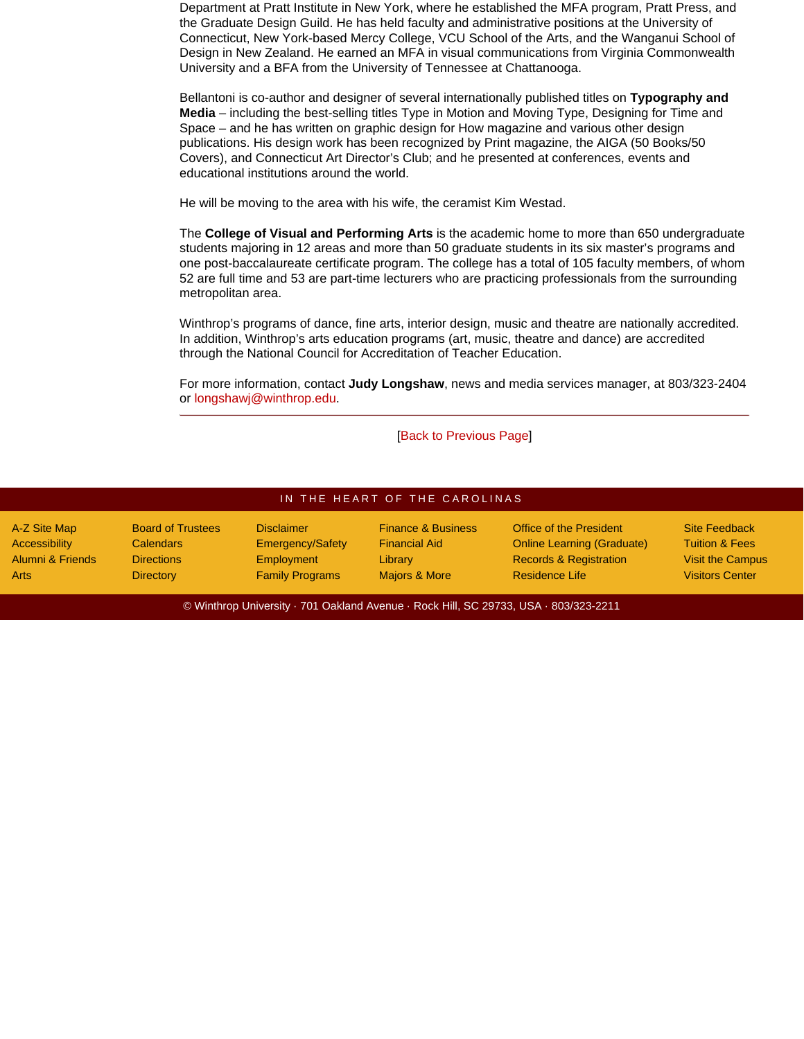Department at Pratt Institute in New York, where he established the MFA program, Pratt Press, and the Graduate Design Guild. He has held faculty and administrative positions at the University of Connecticut, New York-based Mercy College, VCU School of the Arts, and the Wanganui School of Design in New Zealand. He earned an MFA in visual communications from Virginia Commonwealth University and a BFA from the University of Tennessee at Chattanooga.

Bellantoni is co-author and designer of several internationally published titles on **Typography and Media** – including the best-selling titles Type in Motion and Moving Type, Designing for Time and Space – and he has written on graphic design for How magazine and various other design publications. His design work has been recognized by Print magazine, the AIGA (50 Books/50 Covers), and Connecticut Art Director's Club; and he presented at conferences, events and educational institutions around the world.

He will be moving to the area with his wife, the ceramist Kim Westad.

The **College of Visual and Performing Arts** is the academic home to more than 650 undergraduate students majoring in 12 areas and more than 50 graduate students in its six master's programs and one post-baccalaureate certificate program. The college has a total of 105 faculty members, of whom 52 are full time and 53 are part-time lecturers who are practicing professionals from the surrounding metropolitan area.

Winthrop's programs of dance, fine arts, interior design, music and theatre are nationally accredited. In addition, Winthrop's arts education programs (art, music, theatre and dance) are accredited through the National Council for Accreditation of Teacher Education.

For more information, contact **Judy Longshaw**, news and media services manager, at 803/323-2404 or longshawj@winthrop.edu.

---

[Back to Previous Page]

IN THE HEART OF THE CAROLINAS

A-Z Site Map
Accessibility
Alumni & Friends
Arts
Board of Trustees
Calendars
Directions
Directory
Disclaimer
Emergency/Safety
Employment
Family Programs
Finance & Business
Financial Aid
Library
Majors & More
Office of the President
Online Learning (Graduate)
Records & Registration
Residence Life
Site Feedback
Tuition & Fees
Visit the Campus
Visitors Center

© Winthrop University · 701 Oakland Avenue · Rock Hill, SC 29733, USA · 803/323-2211